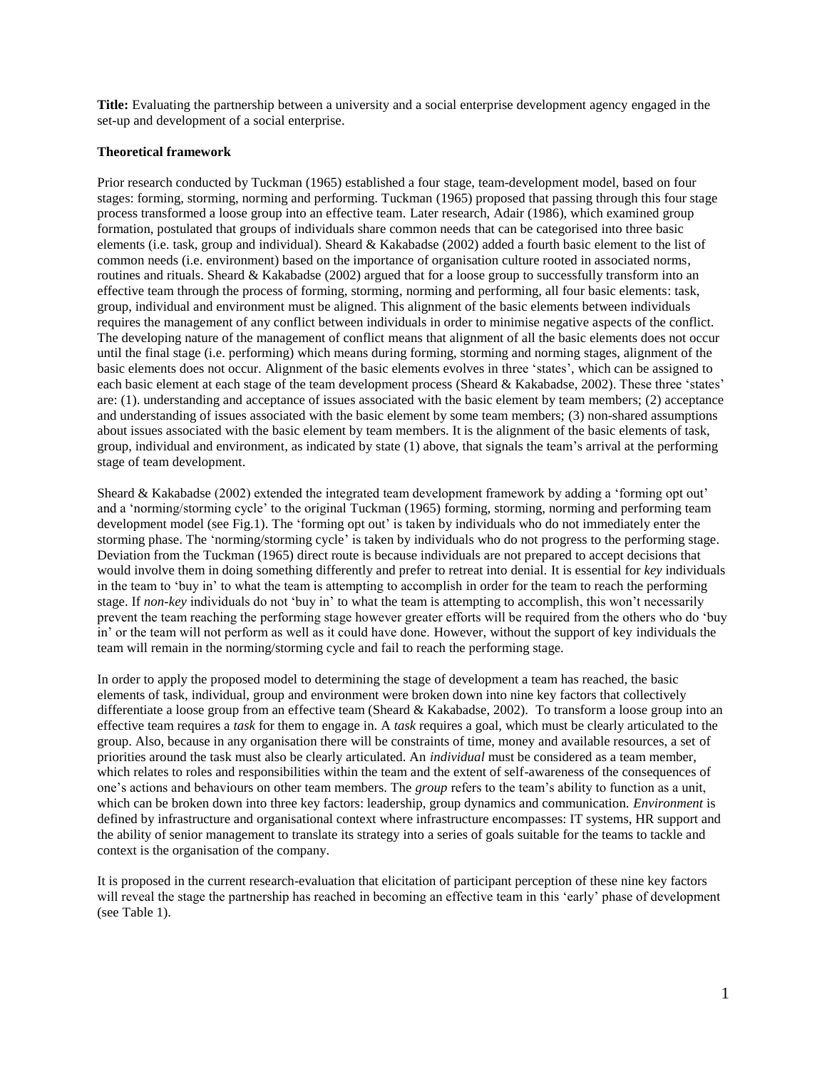**Title:** Evaluating the partnership between a university and a social enterprise development agency engaged in the set-up and development of a social enterprise.

**Theoretical framework**

Prior research conducted by Tuckman (1965) established a four stage, team-development model, based on four stages: forming, storming, norming and performing. Tuckman (1965) proposed that passing through this four stage process transformed a loose group into an effective team. Later research, Adair (1986), which examined group formation, postulated that groups of individuals share common needs that can be categorised into three basic elements (i.e. task, group and individual). Sheard & Kakabadse (2002) added a fourth basic element to the list of common needs (i.e. environment) based on the importance of organisation culture rooted in associated norms, routines and rituals. Sheard & Kakabadse (2002) argued that for a loose group to successfully transform into an effective team through the process of forming, storming, norming and performing, all four basic elements: task, group, individual and environment must be aligned. This alignment of the basic elements between individuals requires the management of any conflict between individuals in order to minimise negative aspects of the conflict. The developing nature of the management of conflict means that alignment of all the basic elements does not occur until the final stage (i.e. performing) which means during forming, storming and norming stages, alignment of the basic elements does not occur. Alignment of the basic elements evolves in three 'states', which can be assigned to each basic element at each stage of the team development process (Sheard & Kakabadse, 2002). These three 'states' are: (1). understanding and acceptance of issues associated with the basic element by team members; (2) acceptance and understanding of issues associated with the basic element by some team members; (3) non-shared assumptions about issues associated with the basic element by team members. It is the alignment of the basic elements of task, group, individual and environment, as indicated by state (1) above, that signals the team's arrival at the performing stage of team development.

Sheard & Kakabadse (2002) extended the integrated team development framework by adding a 'forming opt out' and a 'norming/storming cycle' to the original Tuckman (1965) forming, storming, norming and performing team development model (see Fig.1). The 'forming opt out' is taken by individuals who do not immediately enter the storming phase. The 'norming/storming cycle' is taken by individuals who do not progress to the performing stage. Deviation from the Tuckman (1965) direct route is because individuals are not prepared to accept decisions that would involve them in doing something differently and prefer to retreat into denial. It is essential for *key* individuals in the team to 'buy in' to what the team is attempting to accomplish in order for the team to reach the performing stage. If *non-key* individuals do not 'buy in' to what the team is attempting to accomplish, this won't necessarily prevent the team reaching the performing stage however greater efforts will be required from the others who do 'buy in' or the team will not perform as well as it could have done. However, without the support of key individuals the team will remain in the norming/storming cycle and fail to reach the performing stage.

In order to apply the proposed model to determining the stage of development a team has reached, the basic elements of task, individual, group and environment were broken down into nine key factors that collectively differentiate a loose group from an effective team (Sheard & Kakabadse, 2002). To transform a loose group into an effective team requires a *task* for them to engage in. A *task* requires a goal, which must be clearly articulated to the group. Also, because in any organisation there will be constraints of time, money and available resources, a set of priorities around the task must also be clearly articulated. An *individual* must be considered as a team member, which relates to roles and responsibilities within the team and the extent of self-awareness of the consequences of one's actions and behaviours on other team members. The *group* refers to the team's ability to function as a unit, which can be broken down into three key factors: leadership, group dynamics and communication. *Environment* is defined by infrastructure and organisational context where infrastructure encompasses: IT systems, HR support and the ability of senior management to translate its strategy into a series of goals suitable for the teams to tackle and context is the organisation of the company.

It is proposed in the current research-evaluation that elicitation of participant perception of these nine key factors will reveal the stage the partnership has reached in becoming an effective team in this 'early' phase of development (see Table 1).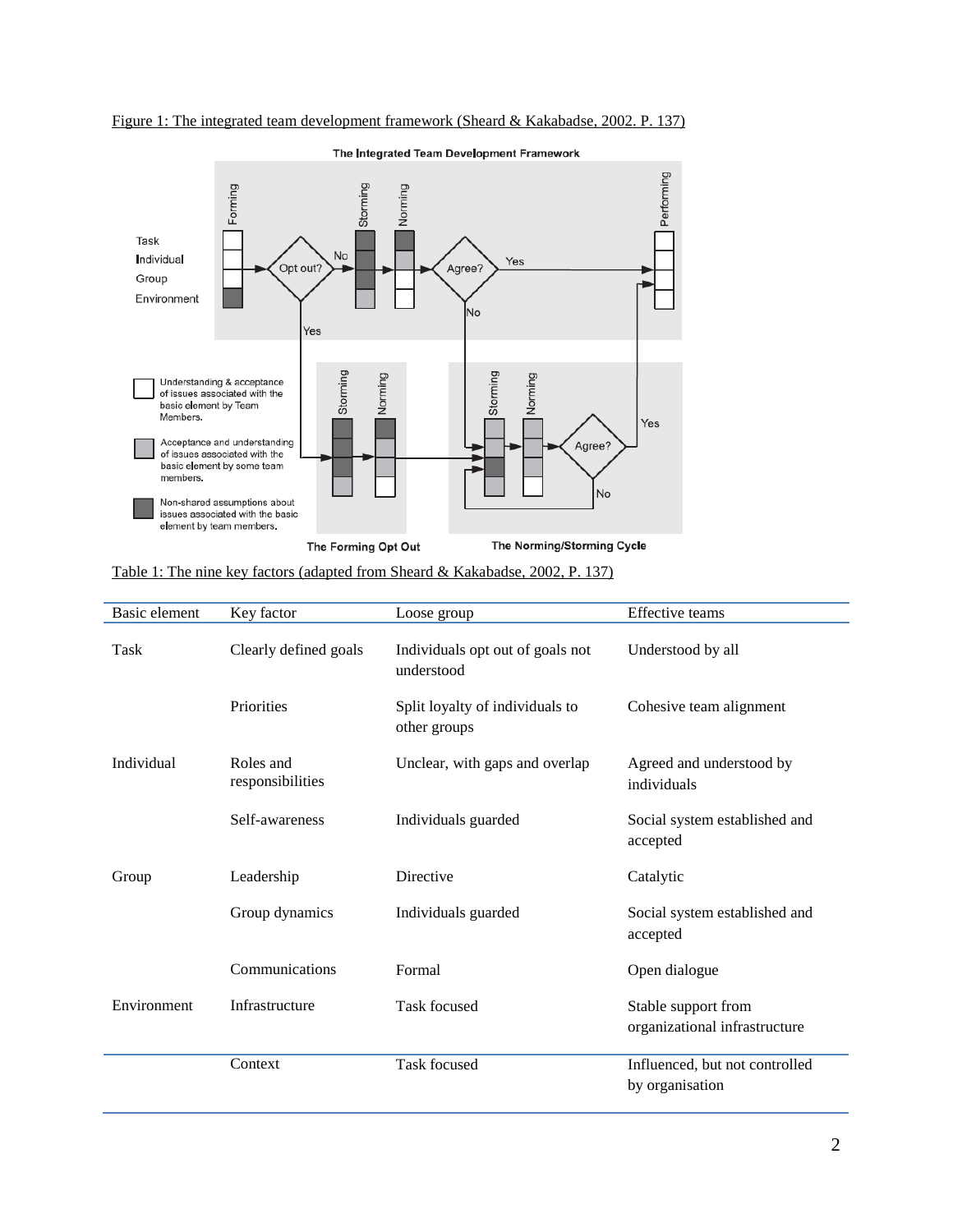Figure 1: The integrated team development framework (Sheard & Kakabadse, 2002. P. 137)

Table 1: The nine key factors (adapted from Sheard & Kakabadse, 2002, P. 137)

| Basic element | Key factor | Loose group | Effective teams |
|---|---|---|---|
| Task | Clearly defined goals | Individuals opt out of goals not understood | Understood by all |
| | Priorities | Split loyalty of individuals to other groups | Cohesive team alignment |
| Individual | Roles and responsibilities | Unclear, with gaps and overlap | Agreed and understood by individuals |
| | Self-awareness | Individuals guarded | Social system established and accepted |
| Group | Leadership | Directive | Catalytic |
| | Group dynamics | Individuals guarded | Social system established and accepted |
| | Communications | Formal | Open dialogue |
| Environment | Infrastructure | Task focused | Stable support from organizational infrastructure |
| | Context | Task focused | Influenced, but not controlled by organisation |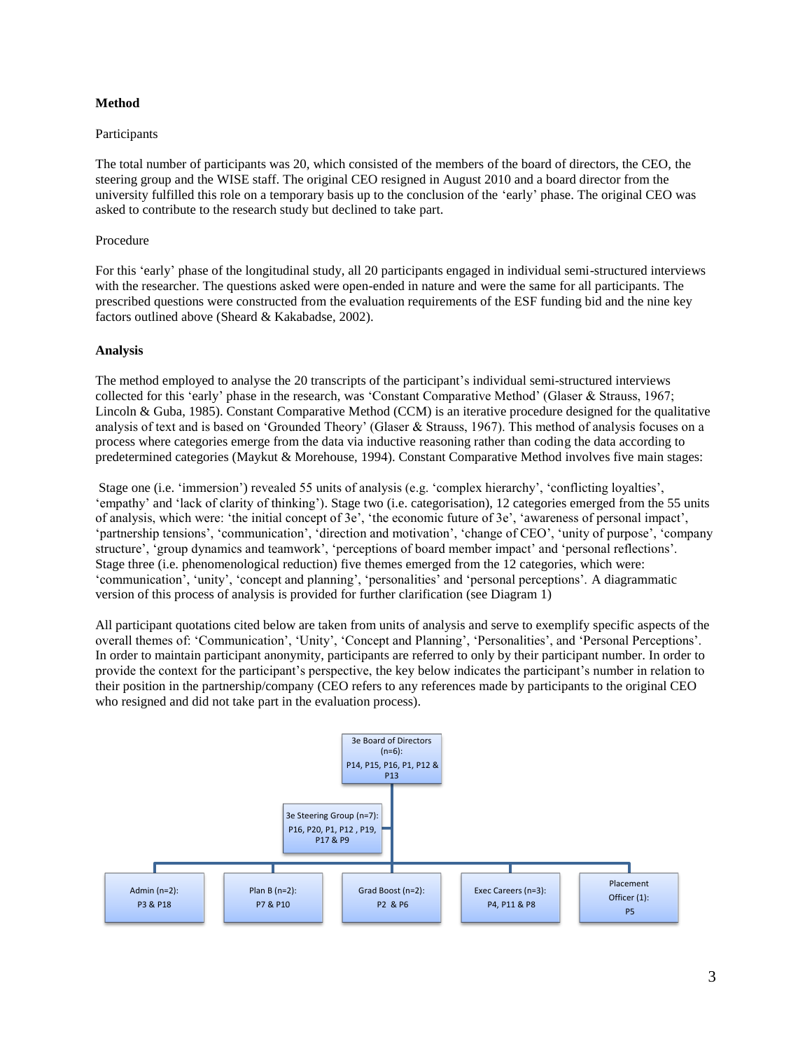**Method**

Participants

The total number of participants was 20, which consisted of the members of the board of directors, the CEO, the steering group and the WISE staff. The original CEO resigned in August 2010 and a board director from the university fulfilled this role on a temporary basis up to the conclusion of the 'early' phase. The original CEO was asked to contribute to the research study but declined to take part.

Procedure

For this 'early' phase of the longitudinal study, all 20 participants engaged in individual semi-structured interviews with the researcher. The questions asked were open-ended in nature and were the same for all participants. The prescribed questions were constructed from the evaluation requirements of the ESF funding bid and the nine key factors outlined above (Sheard & Kakabadse, 2002).

**Analysis**

The method employed to analyse the 20 transcripts of the participant's individual semi-structured interviews collected for this 'early' phase in the research, was 'Constant Comparative Method' (Glaser & Strauss, 1967; Lincoln & Guba, 1985). Constant Comparative Method (CCM) is an iterative procedure designed for the qualitative analysis of text and is based on 'Grounded Theory' (Glaser & Strauss, 1967). This method of analysis focuses on a process where categories emerge from the data via inductive reasoning rather than coding the data according to predetermined categories (Maykut & Morehouse, 1994). Constant Comparative Method involves five main stages:

Stage one (i.e. 'immersion') revealed 55 units of analysis (e.g. 'complex hierarchy', 'conflicting loyalties', 'empathy' and 'lack of clarity of thinking'). Stage two (i.e. categorisation), 12 categories emerged from the 55 units of analysis, which were: 'the initial concept of 3e', 'the economic future of 3e', 'awareness of personal impact', 'partnership tensions', 'communication', 'direction and motivation', 'change of CEO', 'unity of purpose', 'company structure', 'group dynamics and teamwork', 'perceptions of board member impact' and 'personal reflections'. Stage three (i.e. phenomenological reduction) five themes emerged from the 12 categories, which were: 'communication', 'unity', 'concept and planning', 'personalities' and 'personal perceptions'. A diagrammatic version of this process of analysis is provided for further clarification (see Diagram 1)

All participant quotations cited below are taken from units of analysis and serve to exemplify specific aspects of the overall themes of: 'Communication', 'Unity', 'Concept and Planning', 'Personalities', and 'Personal Perceptions'. In order to maintain participant anonymity, participants are referred to only by their participant number. In order to provide the context for the participant's perspective, the key below indicates the participant's number in relation to their position in the partnership/company (CEO refers to any references made by participants to the original CEO who resigned and did not take part in the evaluation process).

- 3e Board of Directors (n=6): P14, P15, P16, P1, P12 & P13
  - 3e Steering Group (n=7): P16, P20, P1, P12 , P19, P17 & P9
  - Admin (n=2): P3 & P18
  - Plan B (n=2): P7 & P10
  - Grad Boost (n=2): P2 & P6
  - Exec Careers (n=3): P4, P11 & P8
  - Placement Officer (1): P5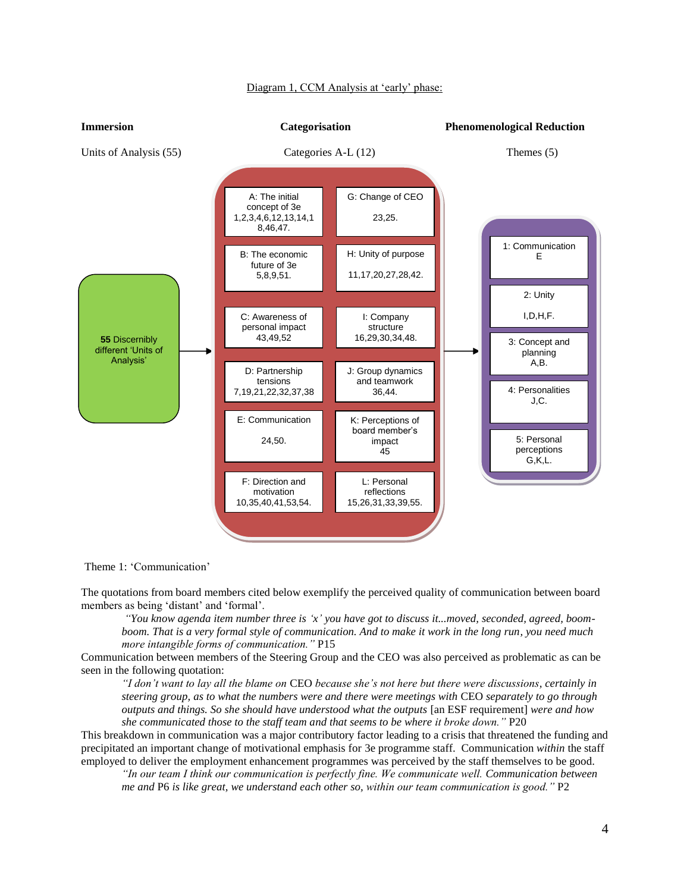Diagram 1, CCM Analysis at 'early' phase:

| Immersion | Categorisation | | Phenomenological Reduction |
|---|---|---|---|
| Units of Analysis (55) | Categories A-L (12) | | Themes (5) |
| **55** Discernibly different 'Units of Analysis' | A: The initial concept of 3e 1,2,3,4,6,12,13,14,18,46,47. | G: Change of CEO 23,25. | 1: Communication E |
| | B: The economic future of 3e 5,8,9,51. | H: Unity of purpose 11,17,20,27,28,42. | 2: Unity I,D,H,F. |
| | C: Awareness of personal impact 43,49,52 | I: Company structure 16,29,30,34,48. | 3: Concept and planning A,B. |
| | D: Partnership tensions 7,19,21,22,32,37,38 | J: Group dynamics and teamwork 36,44. | 4: Personalities J,C. |
| | E: Communication 24,50. | K: Perceptions of board member's impact 45 | 5: Personal perceptions G,K,L. |
| | F: Direction and motivation 10,35,40,41,53,54. | L: Personal reflections 15,26,31,33,39,55. | |

Theme 1: 'Communication'

The quotations from board members cited below exemplify the perceived quality of communication between board members as being 'distant' and 'formal'.

> *"You know agenda item number three is 'x' you have got to discuss it...moved, seconded, agreed, boom-boom. That is a very formal style of communication. And to make it work in the long run, you need much more intangible forms of communication."* P15

Communication between members of the Steering Group and the CEO was also perceived as problematic as can be seen in the following quotation:

> *"I don't want to lay all the blame on* CEO *because she's not here but there were discussions, certainly in steering group, as to what the numbers were and there were meetings with* CEO *separately to go through outputs and things. So she should have understood what the outputs* [an ESF requirement] *were and how she communicated those to the staff team and that seems to be where it broke down."* P20

This breakdown in communication was a major contributory factor leading to a crisis that threatened the funding and precipitated an important change of motivational emphasis for 3e programme staff. Communication *within* the staff employed to deliver the employment enhancement programmes was perceived by the staff themselves to be good.

> *"In our team I think our communication is perfectly fine. We communicate well. Communication between me and P6 is like great, we understand each other so, within our team communication is good."* P2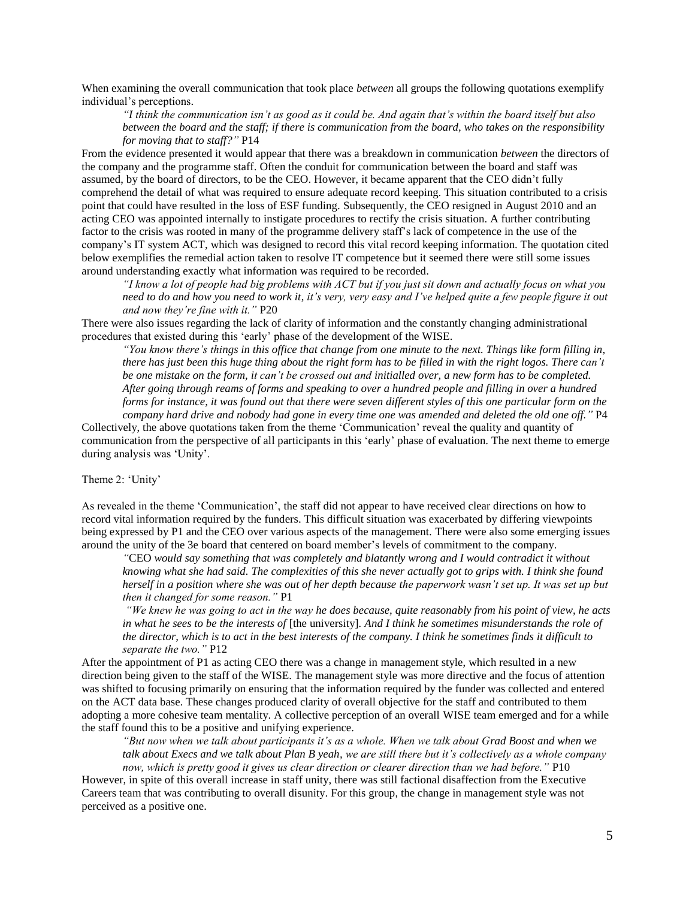When examining the overall communication that took place *between* all groups the following quotations exemplify individual's perceptions.

> *"I think the communication isn't as good as it could be. And again that's within the board itself but also between the board and the staff; if there is communication from the board, who takes on the responsibility for moving that to staff?"* P14

From the evidence presented it would appear that there was a breakdown in communication *between* the directors of the company and the programme staff. Often the conduit for communication between the board and staff was assumed, by the board of directors, to be the CEO. However, it became apparent that the CEO didn't fully comprehend the detail of what was required to ensure adequate record keeping. This situation contributed to a crisis point that could have resulted in the loss of ESF funding. Subsequently, the CEO resigned in August 2010 and an acting CEO was appointed internally to instigate procedures to rectify the crisis situation. A further contributing factor to the crisis was rooted in many of the programme delivery staff's lack of competence in the use of the company's IT system ACT, which was designed to record this vital record keeping information. The quotation cited below exemplifies the remedial action taken to resolve IT competence but it seemed there were still some issues around understanding exactly what information was required to be recorded.

> *"I know a lot of people had big problems with ACT but if you just sit down and actually focus on what you need to do and how you need to work it, it's very, very easy and I've helped quite a few people figure it out and now they're fine with it."* P20

There were also issues regarding the lack of clarity of information and the constantly changing administrational procedures that existed during this 'early' phase of the development of the WISE.

> *"You know there's things in this office that change from one minute to the next. Things like form filling in, there has just been this huge thing about the right form has to be filled in with the right logos. There can't be one mistake on the form, it can't be crossed out and initialled over, a new form has to be completed. After going through reams of forms and speaking to over a hundred people and filling in over a hundred forms for instance, it was found out that there were seven different styles of this one particular form on the company hard drive and nobody had gone in every time one was amended and deleted the old one off."* P4

Collectively, the above quotations taken from the theme 'Communication' reveal the quality and quantity of communication from the perspective of all participants in this 'early' phase of evaluation. The next theme to emerge during analysis was 'Unity'.

Theme 2: 'Unity'

As revealed in the theme 'Communication', the staff did not appear to have received clear directions on how to record vital information required by the funders. This difficult situation was exacerbated by differing viewpoints being expressed by P1 and the CEO over various aspects of the management. There were also some emerging issues around the unity of the 3e board that centered on board member's levels of commitment to the company.

> *"*CEO *would say something that was completely and blatantly wrong and I would contradict it without knowing what she had said. The complexities of this she never actually got to grips with. I think she found herself in a position where she was out of her depth because the paperwork wasn't set up. It was set up but then it changed for some reason."* P1

> *"We knew he was going to act in the way he does because, quite reasonably from his point of view, he acts in what he sees to be the interests of* [the university]*. And I think he sometimes misunderstands the role of the director, which is to act in the best interests of the company. I think he sometimes finds it difficult to separate the two."* P12

After the appointment of P1 as acting CEO there was a change in management style, which resulted in a new direction being given to the staff of the WISE. The management style was more directive and the focus of attention was shifted to focusing primarily on ensuring that the information required by the funder was collected and entered on the ACT data base. These changes produced clarity of overall objective for the staff and contributed to them adopting a more cohesive team mentality. A collective perception of an overall WISE team emerged and for a while the staff found this to be a positive and unifying experience.

> *"But now when we talk about participants it's as a whole. When we talk about Grad Boost and when we talk about Execs and we talk about Plan B yeah, we are still there but it's collectively as a whole company now, which is pretty good it gives us clear direction or clearer direction than we had before."* P10

However, in spite of this overall increase in staff unity, there was still factional disaffection from the Executive Careers team that was contributing to overall disunity. For this group, the change in management style was not perceived as a positive one.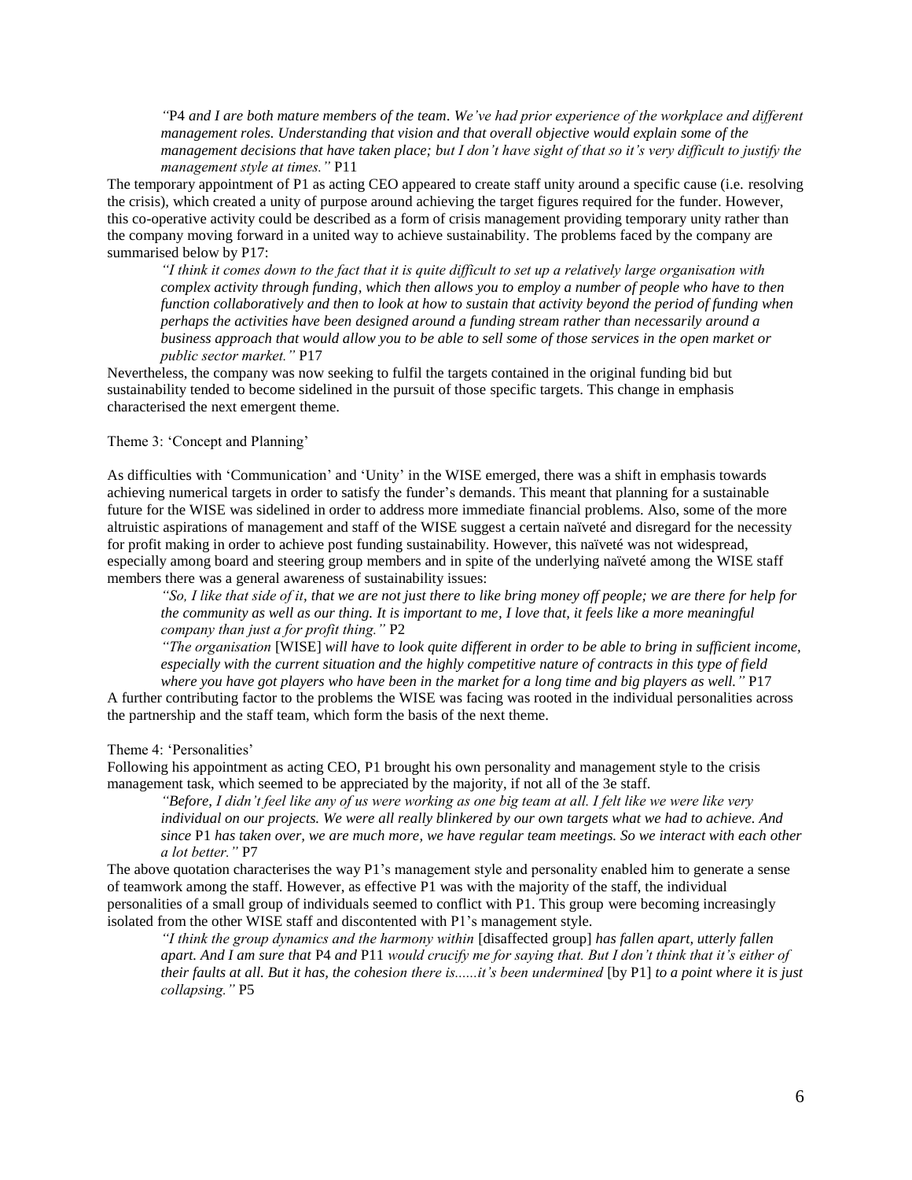> *"*P4 *and I are both mature members of the team. We've had prior experience of the workplace and different management roles. Understanding that vision and that overall objective would explain some of the management decisions that have taken place; but I don't have sight of that so it's very difficult to justify the management style at times."* P11

The temporary appointment of P1 as acting CEO appeared to create staff unity around a specific cause (i.e. resolving the crisis), which created a unity of purpose around achieving the target figures required for the funder. However, this co-operative activity could be described as a form of crisis management providing temporary unity rather than the company moving forward in a united way to achieve sustainability. The problems faced by the company are summarised below by P17:

> *"I think it comes down to the fact that it is quite difficult to set up a relatively large organisation with complex activity through funding, which then allows you to employ a number of people who have to then function collaboratively and then to look at how to sustain that activity beyond the period of funding when perhaps the activities have been designed around a funding stream rather than necessarily around a business approach that would allow you to be able to sell some of those services in the open market or public sector market."* P17

Nevertheless, the company was now seeking to fulfil the targets contained in the original funding bid but sustainability tended to become sidelined in the pursuit of those specific targets. This change in emphasis characterised the next emergent theme.

Theme 3: 'Concept and Planning'

As difficulties with 'Communication' and 'Unity' in the WISE emerged, there was a shift in emphasis towards achieving numerical targets in order to satisfy the funder's demands. This meant that planning for a sustainable future for the WISE was sidelined in order to address more immediate financial problems. Also, some of the more altruistic aspirations of management and staff of the WISE suggest a certain naïveté and disregard for the necessity for profit making in order to achieve post funding sustainability. However, this naïveté was not widespread, especially among board and steering group members and in spite of the underlying naïveté among the WISE staff members there was a general awareness of sustainability issues:

> *"So, I like that side of it, that we are not just there to like bring money off people; we are there for help for the community as well as our thing. It is important to me, I love that, it feels like a more meaningful company than just a for profit thing."* P2
>
> *"The organisation* [WISE] *will have to look quite different in order to be able to bring in sufficient income, especially with the current situation and the highly competitive nature of contracts in this type of field where you have got players who have been in the market for a long time and big players as well."* P17

A further contributing factor to the problems the WISE was facing was rooted in the individual personalities across the partnership and the staff team, which form the basis of the next theme.

Theme 4: 'Personalities'

Following his appointment as acting CEO, P1 brought his own personality and management style to the crisis management task, which seemed to be appreciated by the majority, if not all of the 3e staff.

> *"Before, I didn't feel like any of us were working as one big team at all. I felt like we were like very individual on our projects. We were all really blinkered by our own targets what we had to achieve. And since* P1 *has taken over, we are much more, we have regular team meetings. So we interact with each other a lot better."* P7

The above quotation characterises the way P1's management style and personality enabled him to generate a sense of teamwork among the staff. However, as effective P1 was with the majority of the staff, the individual personalities of a small group of individuals seemed to conflict with P1. This group were becoming increasingly isolated from the other WISE staff and discontented with P1's management style.

> *"I think the group dynamics and the harmony within* [disaffected group] *has fallen apart, utterly fallen apart. And I am sure that* P4 *and* P11 *would crucify me for saying that. But I don't think that it's either of their faults at all. But it has, the cohesion there is......it's been undermined* [by P1] *to a point where it is just collapsing."* P5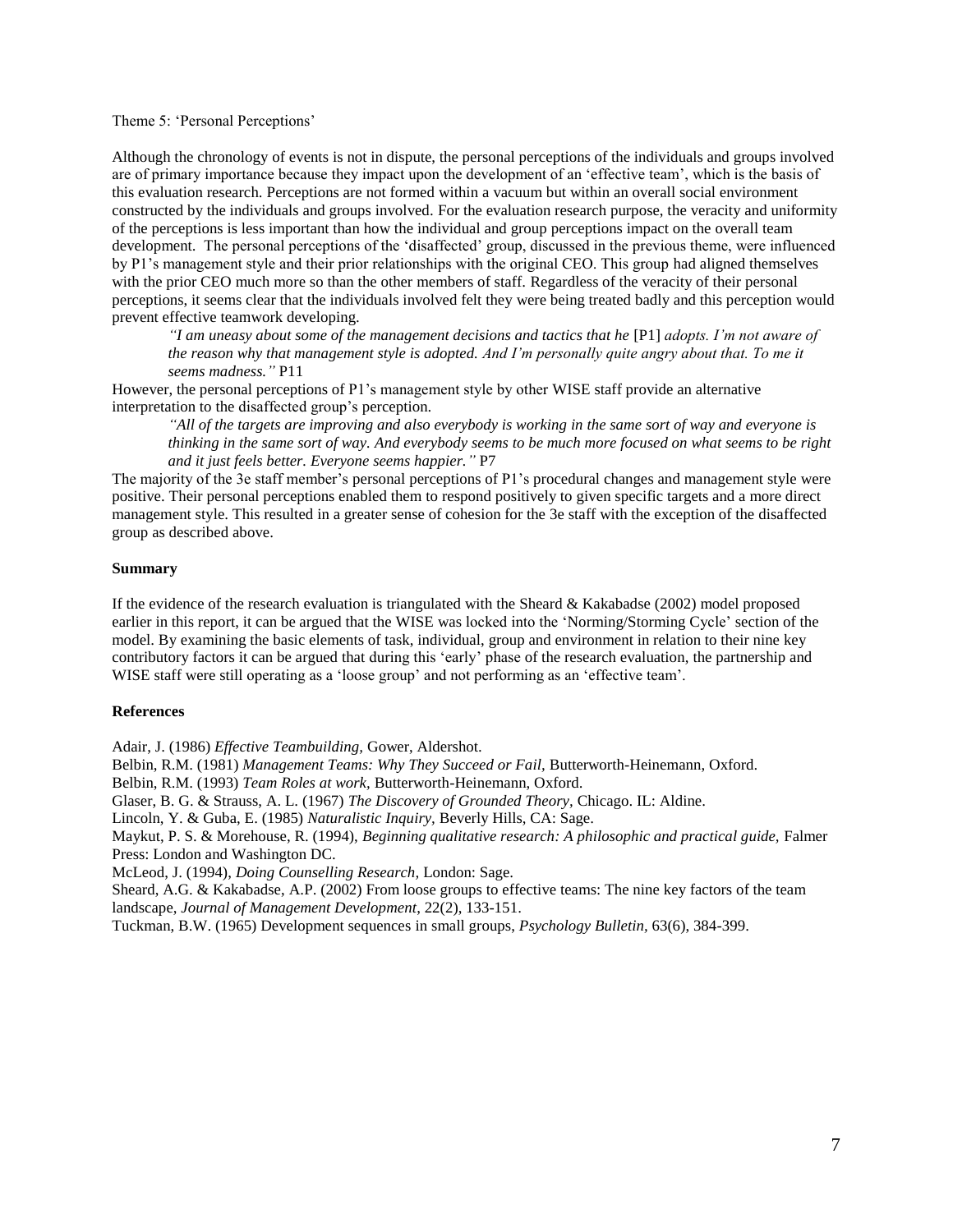Theme 5: 'Personal Perceptions'

Although the chronology of events is not in dispute, the personal perceptions of the individuals and groups involved are of primary importance because they impact upon the development of an 'effective team', which is the basis of this evaluation research. Perceptions are not formed within a vacuum but within an overall social environment constructed by the individuals and groups involved. For the evaluation research purpose, the veracity and uniformity of the perceptions is less important than how the individual and group perceptions impact on the overall team development. The personal perceptions of the 'disaffected' group, discussed in the previous theme, were influenced by P1's management style and their prior relationships with the original CEO. This group had aligned themselves with the prior CEO much more so than the other members of staff. Regardless of the veracity of their personal perceptions, it seems clear that the individuals involved felt they were being treated badly and this perception would prevent effective teamwork developing.

> *"I am uneasy about some of the management decisions and tactics that he* [P1] *adopts. I'm not aware of the reason why that management style is adopted. And I'm personally quite angry about that. To me it seems madness."* P11

However, the personal perceptions of P1's management style by other WISE staff provide an alternative interpretation to the disaffected group's perception.

> *"All of the targets are improving and also everybody is working in the same sort of way and everyone is thinking in the same sort of way. And everybody seems to be much more focused on what seems to be right and it just feels better. Everyone seems happier."* P7

The majority of the 3e staff member's personal perceptions of P1's procedural changes and management style were positive. Their personal perceptions enabled them to respond positively to given specific targets and a more direct management style. This resulted in a greater sense of cohesion for the 3e staff with the exception of the disaffected group as described above.

**Summary**

If the evidence of the research evaluation is triangulated with the Sheard & Kakabadse (2002) model proposed earlier in this report, it can be argued that the WISE was locked into the 'Norming/Storming Cycle' section of the model. By examining the basic elements of task, individual, group and environment in relation to their nine key contributory factors it can be argued that during this 'early' phase of the research evaluation, the partnership and WISE staff were still operating as a 'loose group' and not performing as an 'effective team'.

**References**

Adair, J. (1986) *Effective Teambuilding,* Gower, Aldershot.

Belbin, R.M. (1981) *Management Teams: Why They Succeed or Fail,* Butterworth-Heinemann, Oxford.

Belbin, R.M. (1993) *Team Roles at work,* Butterworth-Heinemann, Oxford.

Glaser, B. G. & Strauss, A. L. (1967) *The Discovery of Grounded Theory,* Chicago. IL: Aldine.

Lincoln, Y. & Guba, E. (1985) *Naturalistic Inquiry,* Beverly Hills, CA: Sage.

Maykut, P. S. & Morehouse, R. (1994), *Beginning qualitative research: A philosophic and practical guide,* Falmer Press: London and Washington DC.

McLeod, J. (1994), *Doing Counselling Research,* London: Sage.

Sheard, A.G. & Kakabadse, A.P. (2002) From loose groups to effective teams: The nine key factors of the team landscape, *Journal of Management Development*, 22(2), 133-151.

Tuckman, B.W. (1965) Development sequences in small groups, *Psychology Bulletin*, 63(6), 384-399.